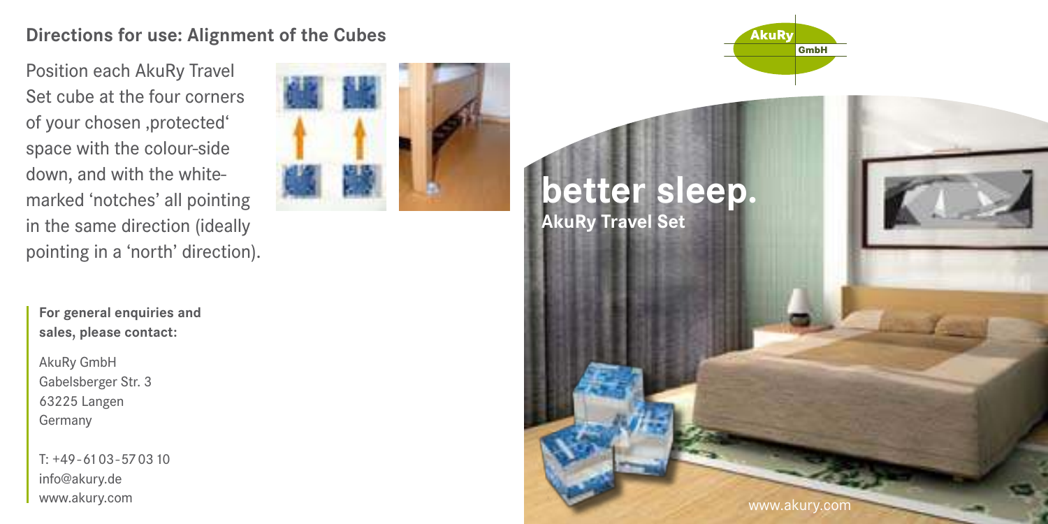## Directions for use: Alignment of the Cubes

Position each AkuRy Travel Set cube at the four corners of your chosen ‚protected' space with the colour-side down, and with the white-marked 'notches' all pointing in the same direction (ideally pointing in a 'north' direction).

**For general enquiries and sales, please contact:**

AkuRy GmbH
Gabelsberger Str. 3
63225 Langen
Germany

T: +49-6103-570310
info@akury.de
www.akury.com

AkuRy GmbH

# better sleep.

**AkuRy Travel Set**

www.akury.com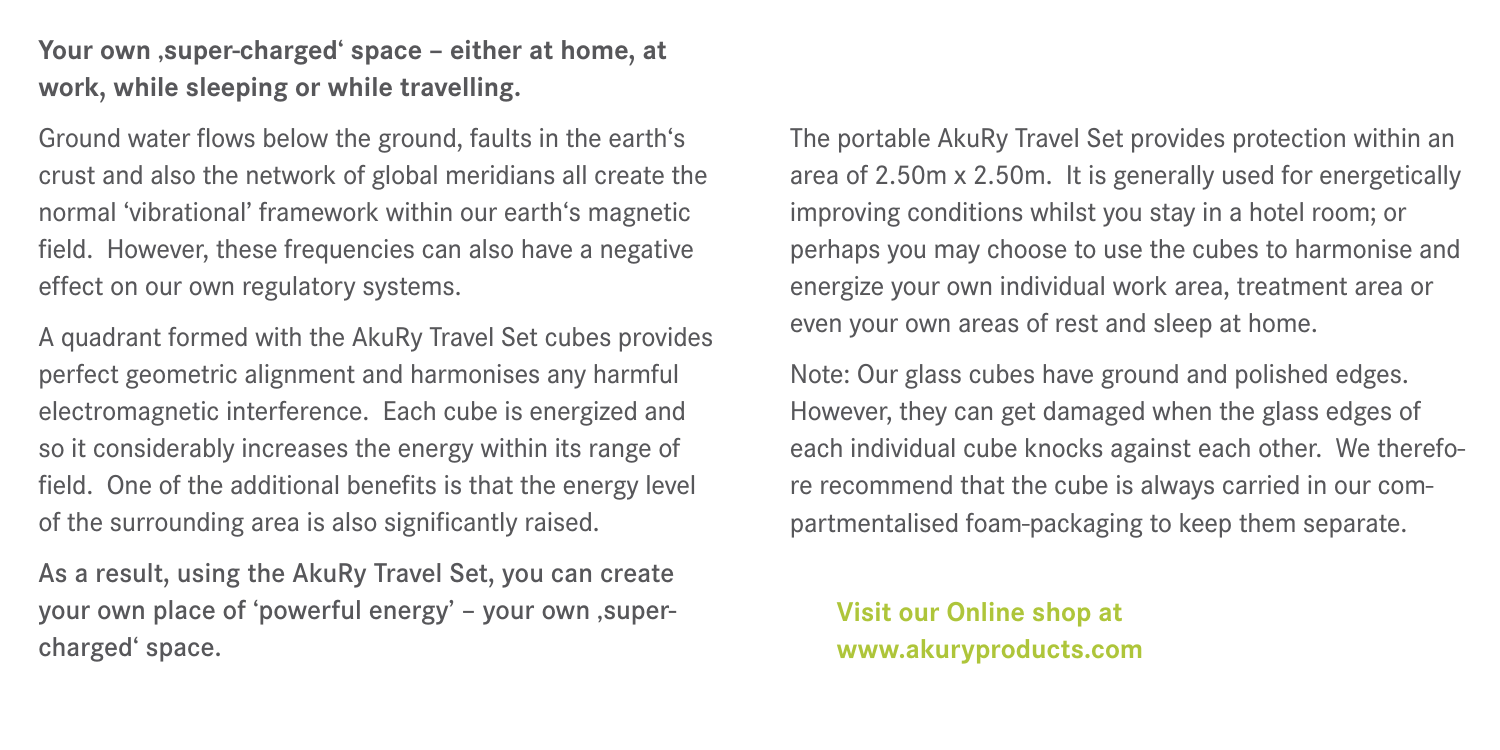**Your own ‚super-charged' space – either at home, at work, while sleeping or while travelling.**

Ground water flows below the ground, faults in the earth's crust and also the network of global meridians all create the normal 'vibrational' framework within our earth's magnetic field. However, these frequencies can also have a negative effect on our own regulatory systems.

A quadrant formed with the AkuRy Travel Set cubes provides perfect geometric alignment and harmonises any harmful electromagnetic interference. Each cube is energized and so it considerably increases the energy within its range of field. One of the additional benefits is that the energy level of the surrounding area is also significantly raised.

As a result, using the AkuRy Travel Set, you can create your own place of 'powerful energy' – your own ‚super-charged' space.

The portable AkuRy Travel Set provides protection within an area of 2.50m x 2.50m. It is generally used for energetically improving conditions whilst you stay in a hotel room; or perhaps you may choose to use the cubes to harmonise and energize your own individual work area, treatment area or even your own areas of rest and sleep at home.

Note: Our glass cubes have ground and polished edges. However, they can get damaged when the glass edges of each individual cube knocks against each other. We therefore recommend that the cube is always carried in our compartmentalised foam-packaging to keep them separate.

**Visit our Online shop at www.akuryproducts.com**